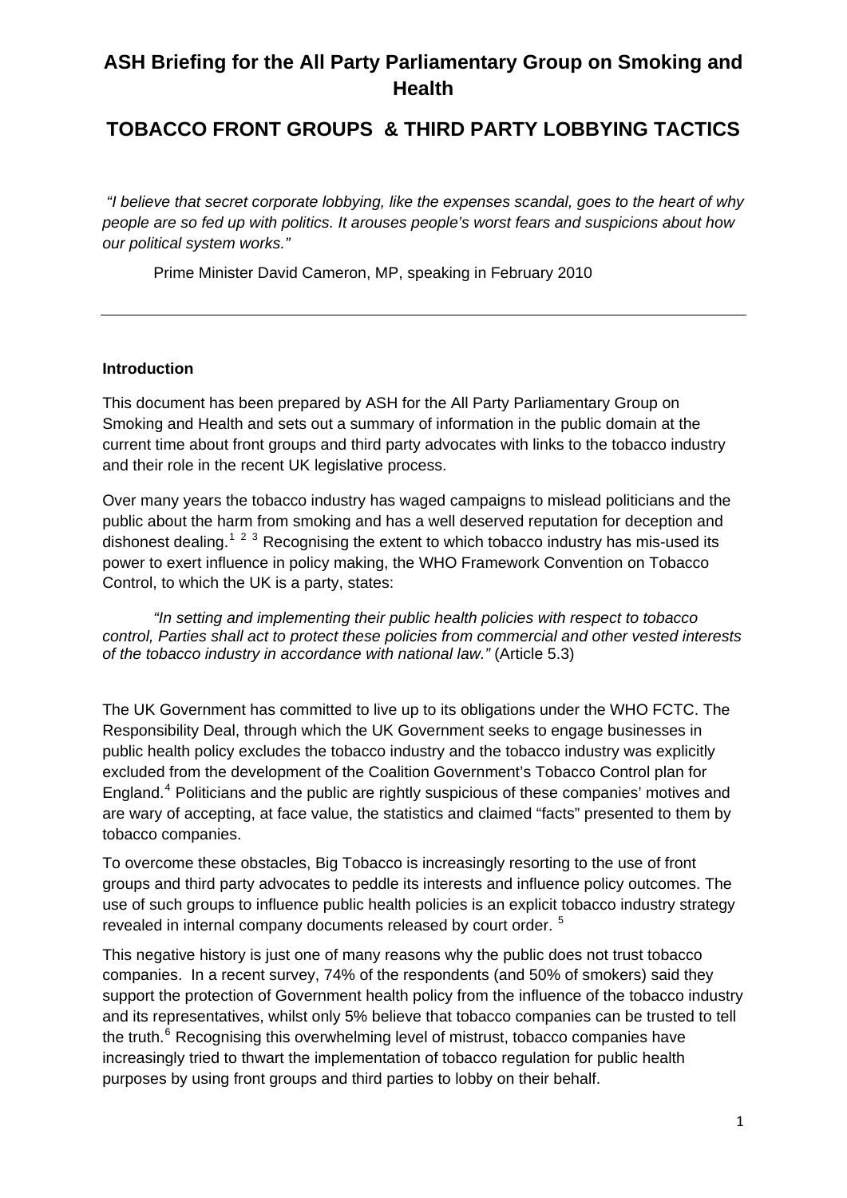# ASH Briefing for the All Party Parliamentary Group on Smoking and Health

## TOBACCO FRONT GROUPS & THIRD PARTY LOBBYING TACTICS

*"I believe that secret corporate lobbying, like the expenses scandal, goes to the heart of why people are so fed up with politics. It arouses people's worst fears and suspicions about how our political system works."*

Prime Minister David Cameron, MP, speaking in February 2010

---

### Introduction

This document has been prepared by ASH for the All Party Parliamentary Group on Smoking and Health and sets out a summary of information in the public domain at the current time about front groups and third party advocates with links to the tobacco industry and their role in the recent UK legislative process.

Over many years the tobacco industry has waged campaigns to mislead politicians and the public about the harm from smoking and has a well deserved reputation for deception and dishonest dealing.[1] [2] [3] Recognising the extent to which tobacco industry has mis-used its power to exert influence in policy making, the WHO Framework Convention on Tobacco Control, to which the UK is a party, states:

> *"In setting and implementing their public health policies with respect to tobacco control, Parties shall act to protect these policies from commercial and other vested interests of the tobacco industry in accordance with national law."* (Article 5.3)

The UK Government has committed to live up to its obligations under the WHO FCTC. The Responsibility Deal, through which the UK Government seeks to engage businesses in public health policy excludes the tobacco industry and the tobacco industry was explicitly excluded from the development of the Coalition Government's Tobacco Control plan for England.[4] Politicians and the public are rightly suspicious of these companies' motives and are wary of accepting, at face value, the statistics and claimed "facts" presented to them by tobacco companies.

To overcome these obstacles, Big Tobacco is increasingly resorting to the use of front groups and third party advocates to peddle its interests and influence policy outcomes. The use of such groups to influence public health policies is an explicit tobacco industry strategy revealed in internal company documents released by court order. [5]

This negative history is just one of many reasons why the public does not trust tobacco companies. In a recent survey, 74% of the respondents (and 50% of smokers) said they support the protection of Government health policy from the influence of the tobacco industry and its representatives, whilst only 5% believe that tobacco companies can be trusted to tell the truth.[6] Recognising this overwhelming level of mistrust, tobacco companies have increasingly tried to thwart the implementation of tobacco regulation for public health purposes by using front groups and third parties to lobby on their behalf.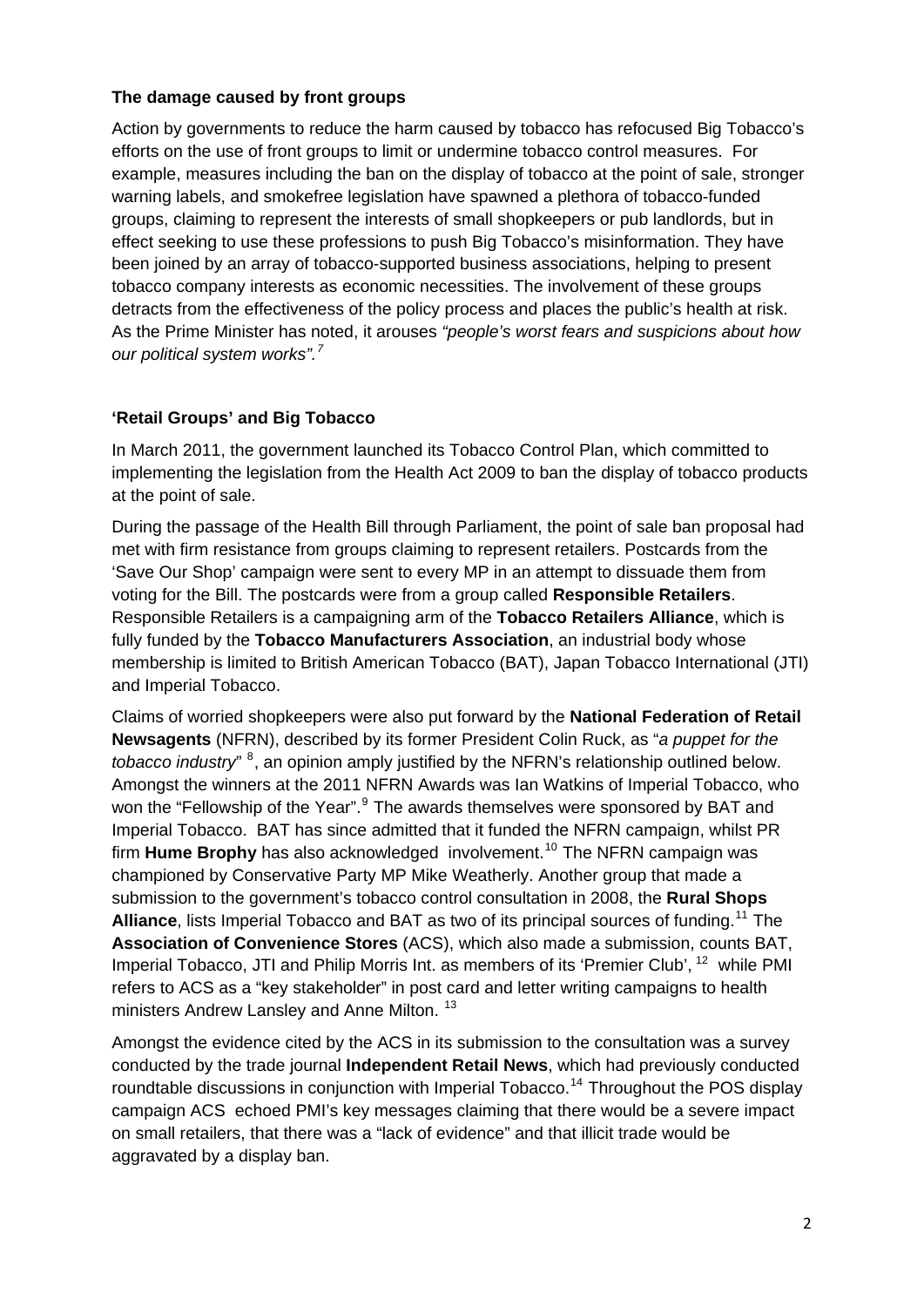### The damage caused by front groups

Action by governments to reduce the harm caused by tobacco has refocused Big Tobacco's efforts on the use of front groups to limit or undermine tobacco control measures. For example, measures including the ban on the display of tobacco at the point of sale, stronger warning labels, and smokefree legislation have spawned a plethora of tobacco-funded groups, claiming to represent the interests of small shopkeepers or pub landlords, but in effect seeking to use these professions to push Big Tobacco's misinformation. They have been joined by an array of tobacco-supported business associations, helping to present tobacco company interests as economic necessities. The involvement of these groups detracts from the effectiveness of the policy process and places the public's health at risk. As the Prime Minister has noted, it arouses *"people's worst fears and suspicions about how our political system works".*[7]

### 'Retail Groups' and Big Tobacco

In March 2011, the government launched its Tobacco Control Plan, which committed to implementing the legislation from the Health Act 2009 to ban the display of tobacco products at the point of sale.

During the passage of the Health Bill through Parliament, the point of sale ban proposal had met with firm resistance from groups claiming to represent retailers. Postcards from the 'Save Our Shop' campaign were sent to every MP in an attempt to dissuade them from voting for the Bill. The postcards were from a group called **Responsible Retailers**. Responsible Retailers is a campaigning arm of the **Tobacco Retailers Alliance**, which is fully funded by the **Tobacco Manufacturers Association**, an industrial body whose membership is limited to British American Tobacco (BAT), Japan Tobacco International (JTI) and Imperial Tobacco.

Claims of worried shopkeepers were also put forward by the **National Federation of Retail Newsagents** (NFRN), described by its former President Colin Ruck, as "*a puppet for the tobacco industry*" [8], an opinion amply justified by the NFRN's relationship outlined below. Amongst the winners at the 2011 NFRN Awards was Ian Watkins of Imperial Tobacco, who won the "Fellowship of the Year".[9] The awards themselves were sponsored by BAT and Imperial Tobacco. BAT has since admitted that it funded the NFRN campaign, whilst PR firm **Hume Brophy** has also acknowledged involvement.[10] The NFRN campaign was championed by Conservative Party MP Mike Weatherly. Another group that made a submission to the government's tobacco control consultation in 2008, the **Rural Shops Alliance**, lists Imperial Tobacco and BAT as two of its principal sources of funding.[11] The **Association of Convenience Stores** (ACS), which also made a submission, counts BAT, Imperial Tobacco, JTI and Philip Morris Int. as members of its 'Premier Club', [12] while PMI refers to ACS as a "key stakeholder" in post card and letter writing campaigns to health ministers Andrew Lansley and Anne Milton. [13]

Amongst the evidence cited by the ACS in its submission to the consultation was a survey conducted by the trade journal **Independent Retail News**, which had previously conducted roundtable discussions in conjunction with Imperial Tobacco.[14] Throughout the POS display campaign ACS echoed PMI's key messages claiming that there would be a severe impact on small retailers, that there was a "lack of evidence" and that illicit trade would be aggravated by a display ban.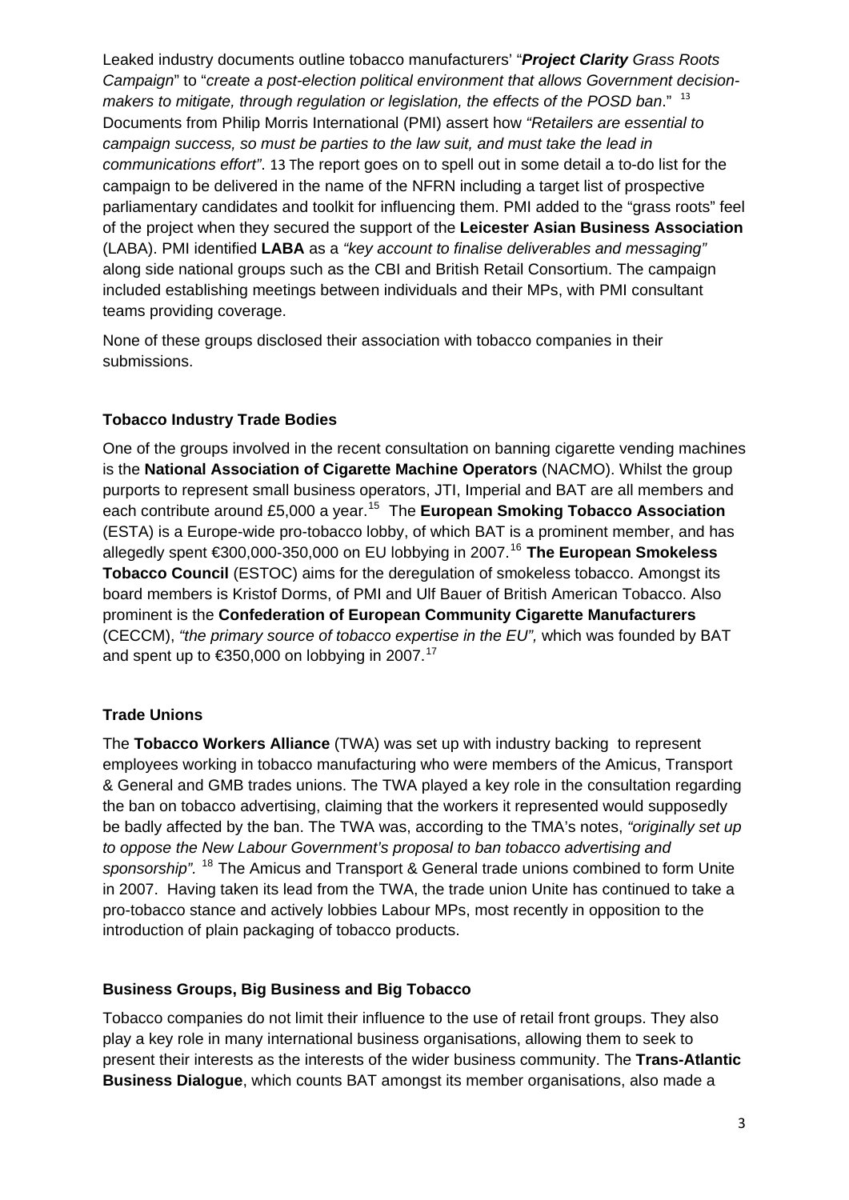Leaked industry documents outline tobacco manufacturers' "***Project Clarity** Grass Roots Campaign*" to "*create a post-election political environment that allows Government decision-makers to mitigate, through regulation or legislation, the effects of the POSD ban*." [13] Documents from Philip Morris International (PMI) assert how *"Retailers are essential to campaign success, so must be parties to the law suit, and must take the lead in communications effort"*. 13 The report goes on to spell out in some detail a to-do list for the campaign to be delivered in the name of the NFRN including a target list of prospective parliamentary candidates and toolkit for influencing them. PMI added to the "grass roots" feel of the project when they secured the support of the **Leicester Asian Business Association** (LABA). PMI identified **LABA** as a *"key account to finalise deliverables and messaging"* along side national groups such as the CBI and British Retail Consortium. The campaign included establishing meetings between individuals and their MPs, with PMI consultant teams providing coverage.

None of these groups disclosed their association with tobacco companies in their submissions.

### Tobacco Industry Trade Bodies

One of the groups involved in the recent consultation on banning cigarette vending machines is the **National Association of Cigarette Machine Operators** (NACMO). Whilst the group purports to represent small business operators, JTI, Imperial and BAT are all members and each contribute around £5,000 a year.[15] The **European Smoking Tobacco Association** (ESTA) is a Europe-wide pro-tobacco lobby, of which BAT is a prominent member, and has allegedly spent €300,000-350,000 on EU lobbying in 2007.[16] **The European Smokeless Tobacco Council** (ESTOC) aims for the deregulation of smokeless tobacco. Amongst its board members is Kristof Dorms, of PMI and Ulf Bauer of British American Tobacco. Also prominent is the **Confederation of European Community Cigarette Manufacturers** (CECCM), *"the primary source of tobacco expertise in the EU",* which was founded by BAT and spent up to €350,000 on lobbying in 2007.[17]

### Trade Unions

The **Tobacco Workers Alliance** (TWA) was set up with industry backing to represent employees working in tobacco manufacturing who were members of the Amicus, Transport & General and GMB trades unions. The TWA played a key role in the consultation regarding the ban on tobacco advertising, claiming that the workers it represented would supposedly be badly affected by the ban. The TWA was, according to the TMA's notes, *"originally set up to oppose the New Labour Government's proposal to ban tobacco advertising and sponsorship"*. [18] The Amicus and Transport & General trade unions combined to form Unite in 2007. Having taken its lead from the TWA, the trade union Unite has continued to take a pro-tobacco stance and actively lobbies Labour MPs, most recently in opposition to the introduction of plain packaging of tobacco products.

### Business Groups, Big Business and Big Tobacco

Tobacco companies do not limit their influence to the use of retail front groups. They also play a key role in many international business organisations, allowing them to seek to present their interests as the interests of the wider business community. The **Trans-Atlantic Business Dialogue**, which counts BAT amongst its member organisations, also made a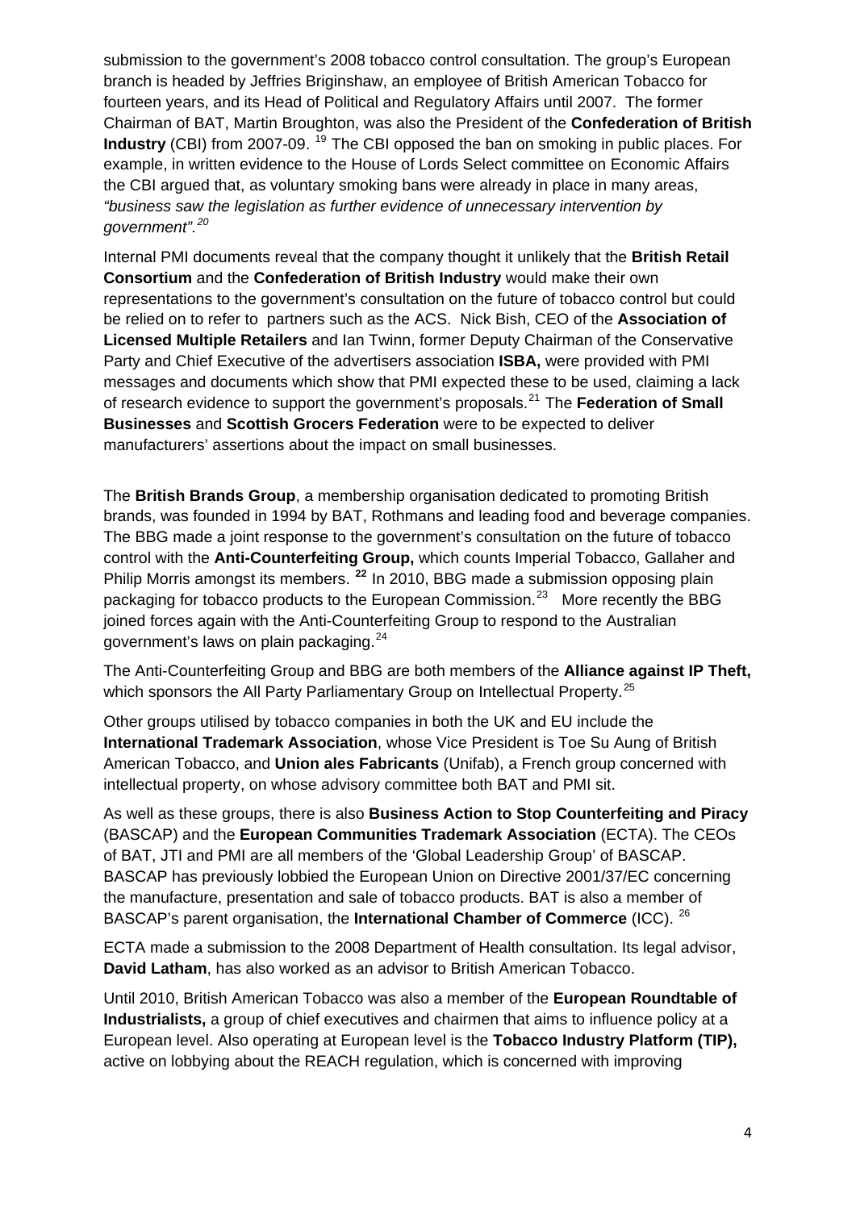submission to the government's 2008 tobacco control consultation. The group's European branch is headed by Jeffries Briginshaw, an employee of British American Tobacco for fourteen years, and its Head of Political and Regulatory Affairs until 2007. The former Chairman of BAT, Martin Broughton, was also the President of the **Confederation of British Industry** (CBI) from 2007-09. [19] The CBI opposed the ban on smoking in public places. For example, in written evidence to the House of Lords Select committee on Economic Affairs the CBI argued that, as voluntary smoking bans were already in place in many areas, *"business saw the legislation as further evidence of unnecessary intervention by government".[20]*

Internal PMI documents reveal that the company thought it unlikely that the **British Retail Consortium** and the **Confederation of British Industry** would make their own representations to the government's consultation on the future of tobacco control but could be relied on to refer to partners such as the ACS. Nick Bish, CEO of the **Association of Licensed Multiple Retailers** and Ian Twinn, former Deputy Chairman of the Conservative Party and Chief Executive of the advertisers association **ISBA,** were provided with PMI messages and documents which show that PMI expected these to be used, claiming a lack of research evidence to support the government's proposals.[21] The **Federation of Small Businesses** and **Scottish Grocers Federation** were to be expected to deliver manufacturers' assertions about the impact on small businesses.

The **British Brands Group**, a membership organisation dedicated to promoting British brands, was founded in 1994 by BAT, Rothmans and leading food and beverage companies. The BBG made a joint response to the government's consultation on the future of tobacco control with the **Anti-Counterfeiting Group,** which counts Imperial Tobacco, Gallaher and Philip Morris amongst its members. **[22]** In 2010, BBG made a submission opposing plain packaging for tobacco products to the European Commission.[23] More recently the BBG joined forces again with the Anti-Counterfeiting Group to respond to the Australian government's laws on plain packaging.[24]

The Anti-Counterfeiting Group and BBG are both members of the **Alliance against IP Theft,** which sponsors the All Party Parliamentary Group on Intellectual Property.[25]

Other groups utilised by tobacco companies in both the UK and EU include the **International Trademark Association**, whose Vice President is Toe Su Aung of British American Tobacco, and **Union ales Fabricants** (Unifab), a French group concerned with intellectual property, on whose advisory committee both BAT and PMI sit.

As well as these groups, there is also **Business Action to Stop Counterfeiting and Piracy** (BASCAP) and the **European Communities Trademark Association** (ECTA). The CEOs of BAT, JTI and PMI are all members of the 'Global Leadership Group' of BASCAP. BASCAP has previously lobbied the European Union on Directive 2001/37/EC concerning the manufacture, presentation and sale of tobacco products. BAT is also a member of BASCAP's parent organisation, the **International Chamber of Commerce** (ICC). [26]

ECTA made a submission to the 2008 Department of Health consultation. Its legal advisor, **David Latham**, has also worked as an advisor to British American Tobacco.

Until 2010, British American Tobacco was also a member of the **European Roundtable of Industrialists,** a group of chief executives and chairmen that aims to influence policy at a European level. Also operating at European level is the **Tobacco Industry Platform (TIP),** active on lobbying about the REACH regulation, which is concerned with improving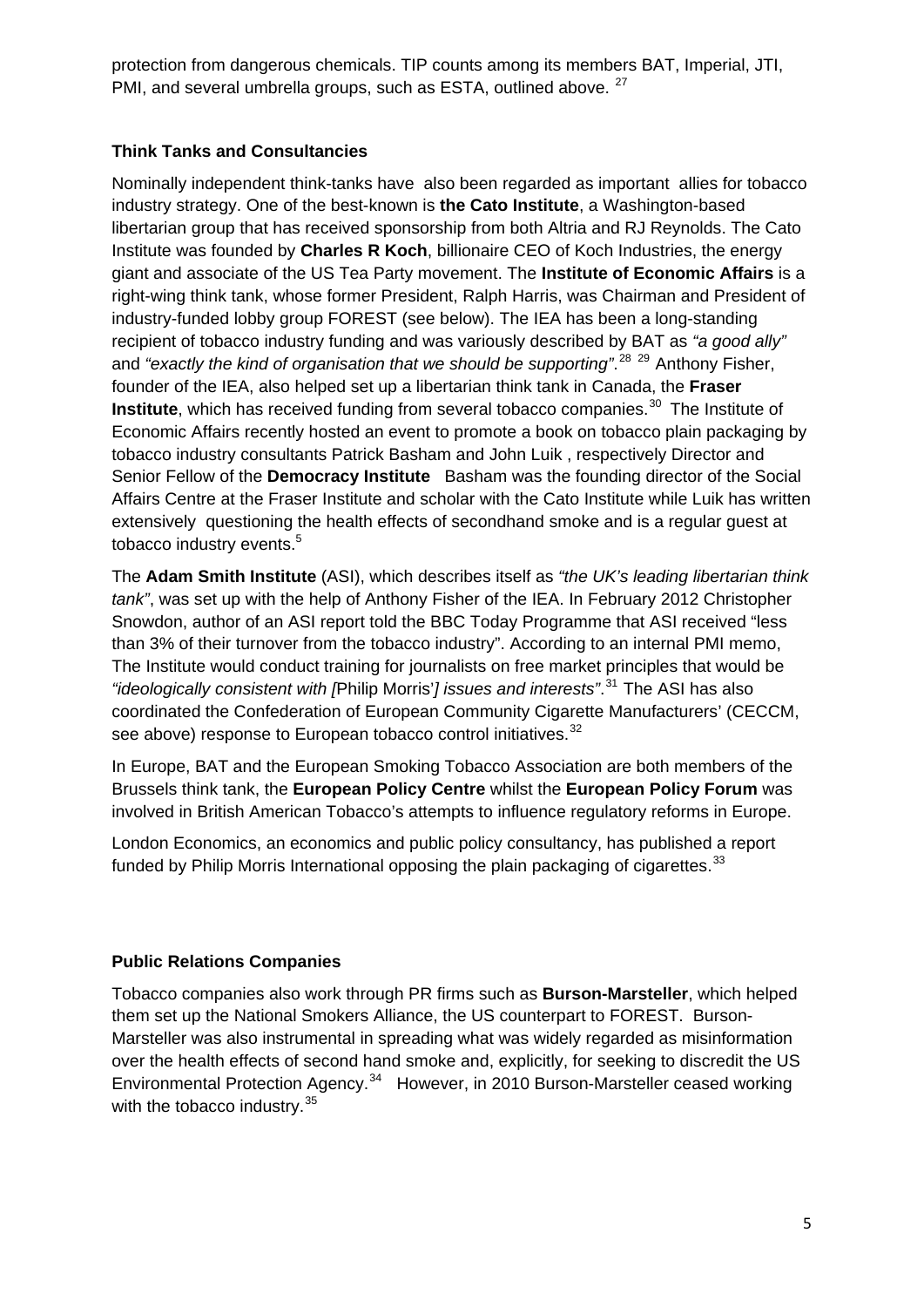protection from dangerous chemicals. TIP counts among its members BAT, Imperial, JTI, PMI, and several umbrella groups, such as ESTA, outlined above. [27]

### Think Tanks and Consultancies

Nominally independent think-tanks have also been regarded as important allies for tobacco industry strategy. One of the best-known is **the Cato Institute**, a Washington-based libertarian group that has received sponsorship from both Altria and RJ Reynolds. The Cato Institute was founded by **Charles R Koch**, billionaire CEO of Koch Industries, the energy giant and associate of the US Tea Party movement. The **Institute of Economic Affairs** is a right-wing think tank, whose former President, Ralph Harris, was Chairman and President of industry-funded lobby group FOREST (see below). The IEA has been a long-standing recipient of tobacco industry funding and was variously described by BAT as *"a good ally"* and *"exactly the kind of organisation that we should be supporting"*.[28] [29] Anthony Fisher, founder of the IEA, also helped set up a libertarian think tank in Canada, the **Fraser Institute**, which has received funding from several tobacco companies.[30] The Institute of Economic Affairs recently hosted an event to promote a book on tobacco plain packaging by tobacco industry consultants Patrick Basham and John Luik , respectively Director and Senior Fellow of the **Democracy Institute** Basham was the founding director of the Social Affairs Centre at the Fraser Institute and scholar with the Cato Institute while Luik has written extensively questioning the health effects of secondhand smoke and is a regular guest at tobacco industry events.[5]

The **Adam Smith Institute** (ASI), which describes itself as *"the UK's leading libertarian think tank"*, was set up with the help of Anthony Fisher of the IEA. In February 2012 Christopher Snowdon, author of an ASI report told the BBC Today Programme that ASI received "less than 3% of their turnover from the tobacco industry". According to an internal PMI memo, The Institute would conduct training for journalists on free market principles that would be *"ideologically consistent with [*Philip Morris'*] issues and interests"*.[31] The ASI has also coordinated the Confederation of European Community Cigarette Manufacturers' (CECCM, see above) response to European tobacco control initiatives.[32]

In Europe, BAT and the European Smoking Tobacco Association are both members of the Brussels think tank, the **European Policy Centre** whilst the **European Policy Forum** was involved in British American Tobacco's attempts to influence regulatory reforms in Europe.

London Economics, an economics and public policy consultancy, has published a report funded by Philip Morris International opposing the plain packaging of cigarettes.[33]

### Public Relations Companies

Tobacco companies also work through PR firms such as **Burson-Marsteller**, which helped them set up the National Smokers Alliance, the US counterpart to FOREST. Burson-Marsteller was also instrumental in spreading what was widely regarded as misinformation over the health effects of second hand smoke and, explicitly, for seeking to discredit the US Environmental Protection Agency.[34] However, in 2010 Burson-Marsteller ceased working with the tobacco industry.[35]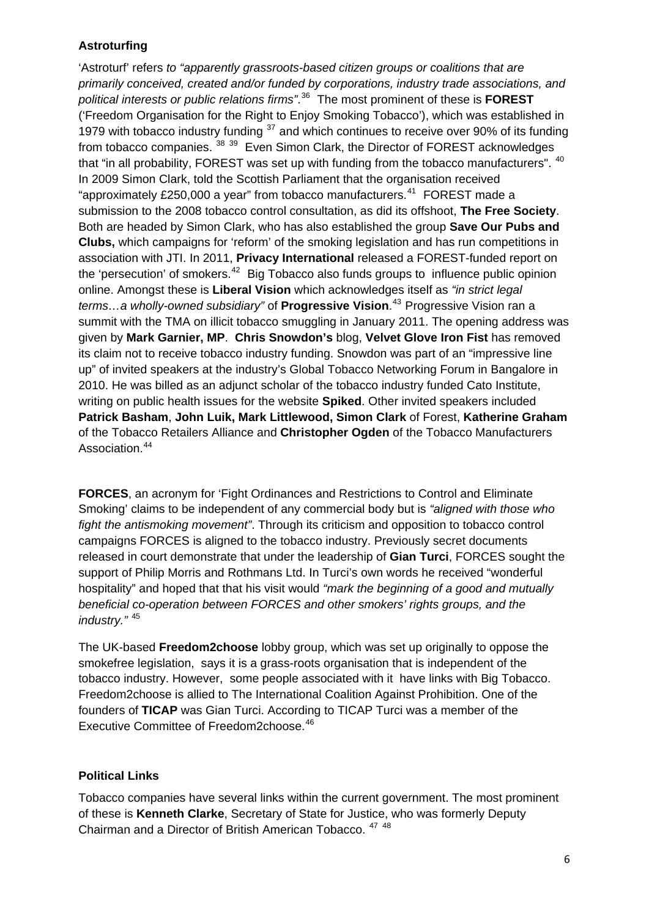**Astroturfing**

'Astroturf' refers *to "apparently grassroots-based citizen groups or coalitions that are primarily conceived, created and/or funded by corporations, industry trade associations, and political interests or public relations firms"*.[36] The most prominent of these is **FOREST** ('Freedom Organisation for the Right to Enjoy Smoking Tobacco'), which was established in 1979 with tobacco industry funding [37] and which continues to receive over 90% of its funding from tobacco companies. [38 39] Even Simon Clark, the Director of FOREST acknowledges that "in all probability, FOREST was set up with funding from the tobacco manufacturers". [40] In 2009 Simon Clark, told the Scottish Parliament that the organisation received "approximately £250,000 a year" from tobacco manufacturers.[41] FOREST made a submission to the 2008 tobacco control consultation, as did its offshoot, **The Free Society**. Both are headed by Simon Clark, who has also established the group **Save Our Pubs and Clubs,** which campaigns for 'reform' of the smoking legislation and has run competitions in association with JTI. In 2011, **Privacy International** released a FOREST-funded report on the 'persecution' of smokers.[42] Big Tobacco also funds groups to influence public opinion online. Amongst these is **Liberal Vision** which acknowledges itself as *"in strict legal terms…a wholly-owned subsidiary"* of **Progressive Vision**.[43] Progressive Vision ran a summit with the TMA on illicit tobacco smuggling in January 2011. The opening address was given by **Mark Garnier, MP**. **Chris Snowdon's** blog, **Velvet Glove Iron Fist** has removed its claim not to receive tobacco industry funding. Snowdon was part of an "impressive line up" of invited speakers at the industry's Global Tobacco Networking Forum in Bangalore in 2010. He was billed as an adjunct scholar of the tobacco industry funded Cato Institute, writing on public health issues for the website **Spiked**. Other invited speakers included **Patrick Basham**, **John Luik, Mark Littlewood, Simon Clark** of Forest, **Katherine Graham** of the Tobacco Retailers Alliance and **Christopher Ogden** of the Tobacco Manufacturers Association.[44]

**FORCES**, an acronym for 'Fight Ordinances and Restrictions to Control and Eliminate Smoking' claims to be independent of any commercial body but is *"aligned with those who fight the antismoking movement"*. Through its criticism and opposition to tobacco control campaigns FORCES is aligned to the tobacco industry. Previously secret documents released in court demonstrate that under the leadership of **Gian Turci**, FORCES sought the support of Philip Morris and Rothmans Ltd. In Turci's own words he received "wonderful hospitality" and hoped that that his visit would *"mark the beginning of a good and mutually beneficial co-operation between FORCES and other smokers' rights groups, and the industry."* [45]

The UK-based **Freedom2choose** lobby group, which was set up originally to oppose the smokefree legislation, says it is a grass-roots organisation that is independent of the tobacco industry. However, some people associated with it have links with Big Tobacco. Freedom2choose is allied to The International Coalition Against Prohibition. One of the founders of **TICAP** was Gian Turci. According to TICAP Turci was a member of the Executive Committee of Freedom2choose.[46]

**Political Links**

Tobacco companies have several links within the current government. The most prominent of these is **Kenneth Clarke**, Secretary of State for Justice, who was formerly Deputy Chairman and a Director of British American Tobacco. [47 48]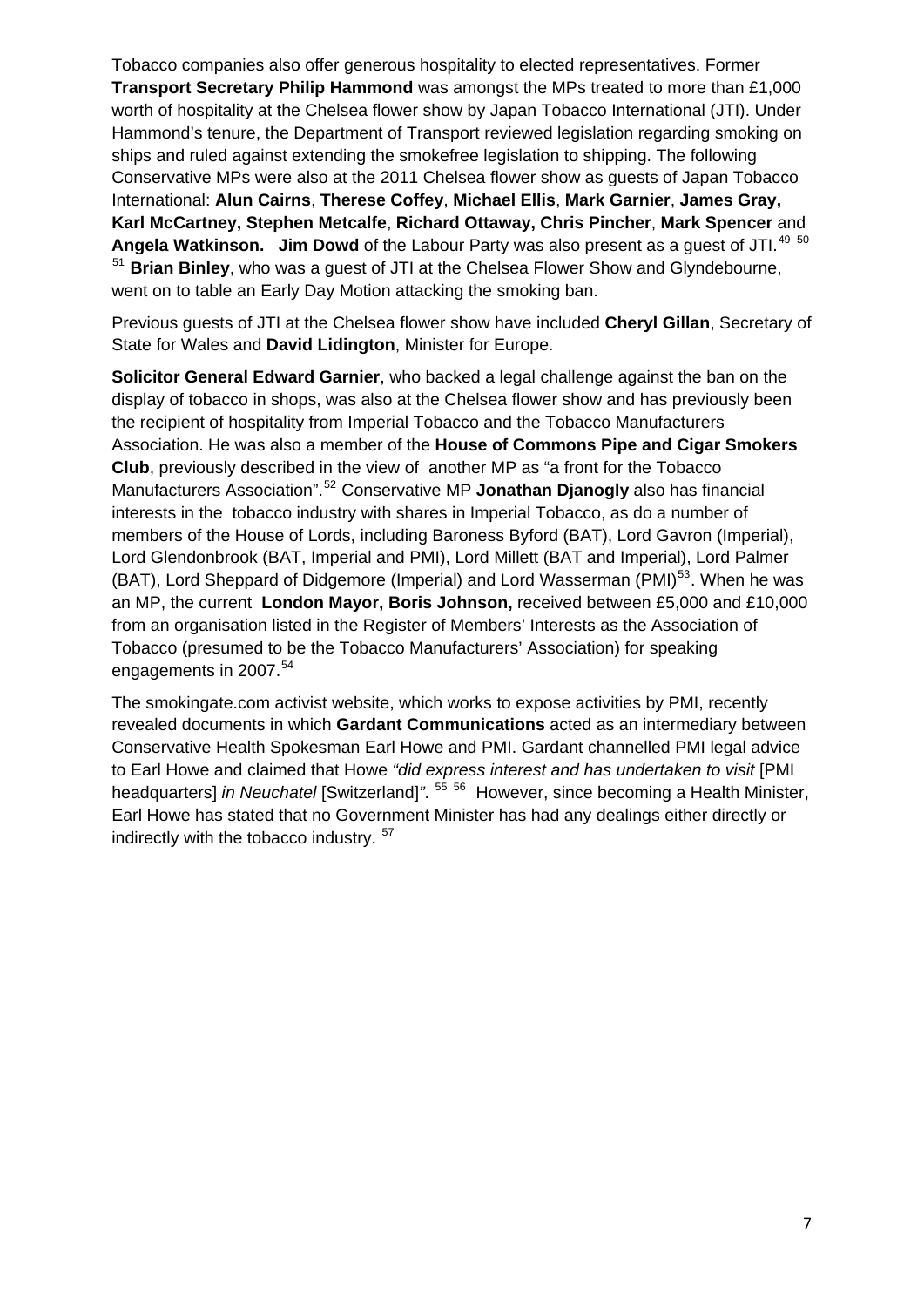Tobacco companies also offer generous hospitality to elected representatives. Former **Transport Secretary Philip Hammond** was amongst the MPs treated to more than £1,000 worth of hospitality at the Chelsea flower show by Japan Tobacco International (JTI). Under Hammond's tenure, the Department of Transport reviewed legislation regarding smoking on ships and ruled against extending the smokefree legislation to shipping. The following Conservative MPs were also at the 2011 Chelsea flower show as guests of Japan Tobacco International: **Alun Cairns**, **Therese Coffey**, **Michael Ellis**, **Mark Garnier**, **James Gray, Karl McCartney, Stephen Metcalfe**, **Richard Ottaway, Chris Pincher**, **Mark Spencer** and **Angela Watkinson. Jim Dowd** of the Labour Party was also present as a guest of JTI.[49] [50] [51] **Brian Binley**, who was a guest of JTI at the Chelsea Flower Show and Glyndebourne, went on to table an Early Day Motion attacking the smoking ban.

Previous guests of JTI at the Chelsea flower show have included **Cheryl Gillan**, Secretary of State for Wales and **David Lidington**, Minister for Europe.

**Solicitor General Edward Garnier**, who backed a legal challenge against the ban on the display of tobacco in shops, was also at the Chelsea flower show and has previously been the recipient of hospitality from Imperial Tobacco and the Tobacco Manufacturers Association. He was also a member of the **House of Commons Pipe and Cigar Smokers Club**, previously described in the view of another MP as "a front for the Tobacco Manufacturers Association".[52] Conservative MP **Jonathan Djanogly** also has financial interests in the tobacco industry with shares in Imperial Tobacco, as do a number of members of the House of Lords, including Baroness Byford (BAT), Lord Gavron (Imperial), Lord Glendonbrook (BAT, Imperial and PMI), Lord Millett (BAT and Imperial), Lord Palmer (BAT), Lord Sheppard of Didgemore (Imperial) and Lord Wasserman (PMI)[53]. When he was an MP, the current **London Mayor, Boris Johnson,** received between £5,000 and £10,000 from an organisation listed in the Register of Members' Interests as the Association of Tobacco (presumed to be the Tobacco Manufacturers' Association) for speaking engagements in 2007.[54]

The smokingate.com activist website, which works to expose activities by PMI, recently revealed documents in which **Gardant Communications** acted as an intermediary between Conservative Health Spokesman Earl Howe and PMI. Gardant channelled PMI legal advice to Earl Howe and claimed that Howe *"did express interest and has undertaken to visit* [PMI headquarters] *in Neuchatel* [Switzerland]*".* [55] [56] However, since becoming a Health Minister, Earl Howe has stated that no Government Minister has had any dealings either directly or indirectly with the tobacco industry. [57]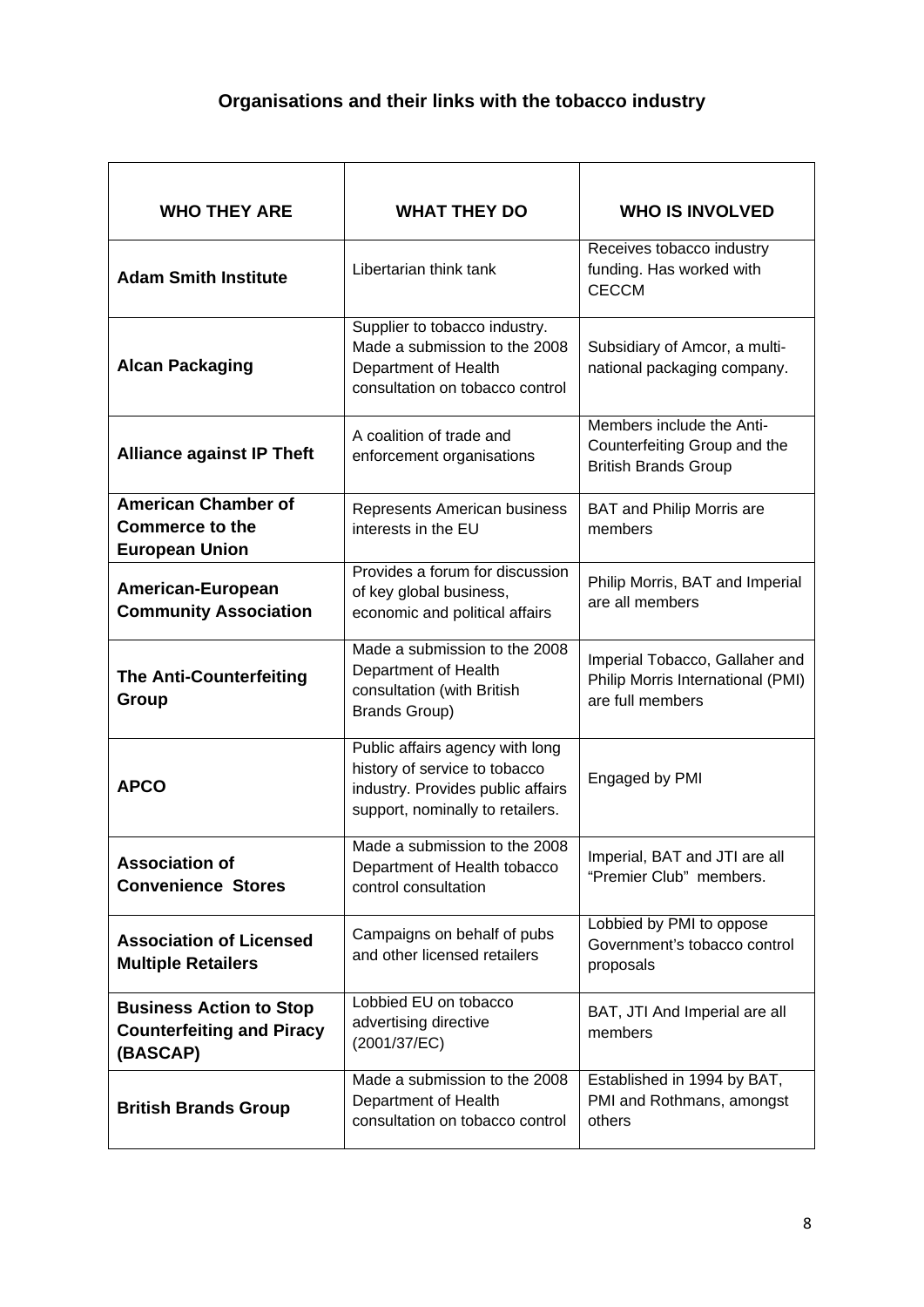## Organisations and their links with the tobacco industry

| WHO THEY ARE | WHAT THEY DO | WHO IS INVOLVED |
| --- | --- | --- |
| **Adam Smith Institute** | Libertarian think tank | Receives tobacco industry funding. Has worked with CECCM |
| **Alcan Packaging** | Supplier to tobacco industry. Made a submission to the 2008 Department of Health consultation on tobacco control | Subsidiary of Amcor, a multi-national packaging company. |
| **Alliance against IP Theft** | A coalition of trade and enforcement organisations | Members include the Anti-Counterfeiting Group and the British Brands Group |
| **American Chamber of Commerce to the European Union** | Represents American business interests in the EU | BAT and Philip Morris are members |
| **American-European Community Association** | Provides a forum for discussion of key global business, economic and political affairs | Philip Morris, BAT and Imperial are all members |
| **The Anti-Counterfeiting Group** | Made a submission to the 2008 Department of Health consultation (with British Brands Group) | Imperial Tobacco, Gallaher and Philip Morris International (PMI) are full members |
| **APCO** | Public affairs agency with long history of service to tobacco industry. Provides public affairs support, nominally to retailers. | Engaged by PMI |
| **Association of Convenience Stores** | Made a submission to the 2008 Department of Health tobacco control consultation | Imperial, BAT and JTI are all "Premier Club" members. |
| **Association of Licensed Multiple Retailers** | Campaigns on behalf of pubs and other licensed retailers | Lobbied by PMI to oppose Government's tobacco control proposals |
| **Business Action to Stop Counterfeiting and Piracy (BASCAP)** | Lobbied EU on tobacco advertising directive (2001/37/EC) | BAT, JTI And Imperial are all members |
| **British Brands Group** | Made a submission to the 2008 Department of Health consultation on tobacco control | Established in 1994 by BAT, PMI and Rothmans, amongst others |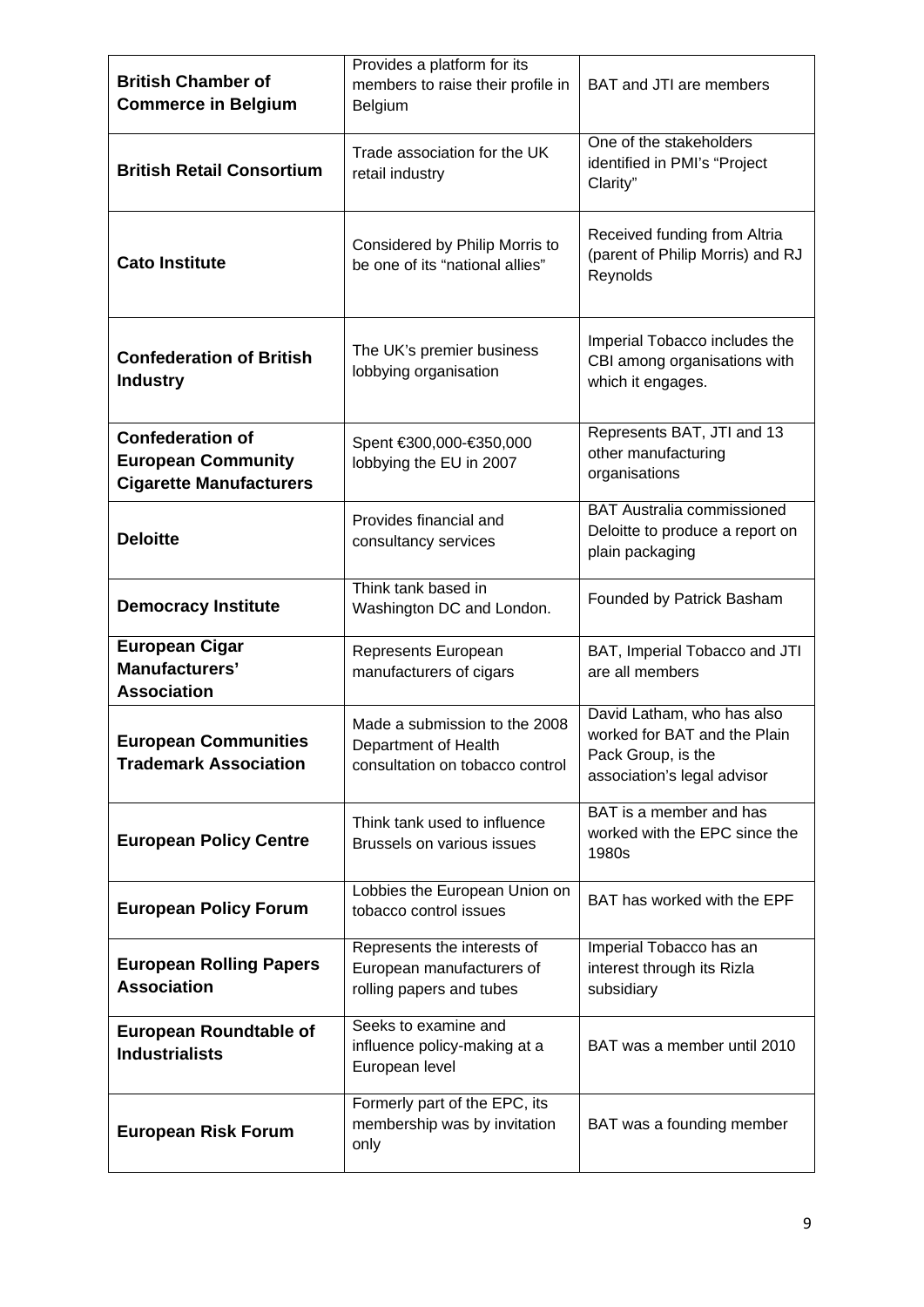| **British Chamber of Commerce in Belgium** | Provides a platform for its members to raise their profile in Belgium | BAT and JTI are members |
|---|---|---|
| **British Retail Consortium** | Trade association for the UK retail industry | One of the stakeholders identified in PMI's "Project Clarity" |
| **Cato Institute** | Considered by Philip Morris to be one of its "national allies" | Received funding from Altria (parent of Philip Morris) and RJ Reynolds |
| **Confederation of British Industry** | The UK's premier business lobbying organisation | Imperial Tobacco includes the CBI among organisations with which it engages. |
| **Confederation of European Community Cigarette Manufacturers** | Spent €300,000-€350,000 lobbying the EU in 2007 | Represents BAT, JTI and 13 other manufacturing organisations |
| **Deloitte** | Provides financial and consultancy services | BAT Australia commissioned Deloitte to produce a report on plain packaging |
| **Democracy Institute** | Think tank based in Washington DC and London. | Founded by Patrick Basham |
| **European Cigar Manufacturers' Association** | Represents European manufacturers of cigars | BAT, Imperial Tobacco and JTI are all members |
| **European Communities Trademark Association** | Made a submission to the 2008 Department of Health consultation on tobacco control | David Latham, who has also worked for BAT and the Plain Pack Group, is the association's legal advisor |
| **European Policy Centre** | Think tank used to influence Brussels on various issues | BAT is a member and has worked with the EPC since the 1980s |
| **European Policy Forum** | Lobbies the European Union on tobacco control issues | BAT has worked with the EPF |
| **European Rolling Papers Association** | Represents the interests of European manufacturers of rolling papers and tubes | Imperial Tobacco has an interest through its Rizla subsidiary |
| **European Roundtable of Industrialists** | Seeks to examine and influence policy-making at a European level | BAT was a member until 2010 |
| **European Risk Forum** | Formerly part of the EPC, its membership was by invitation only | BAT was a founding member |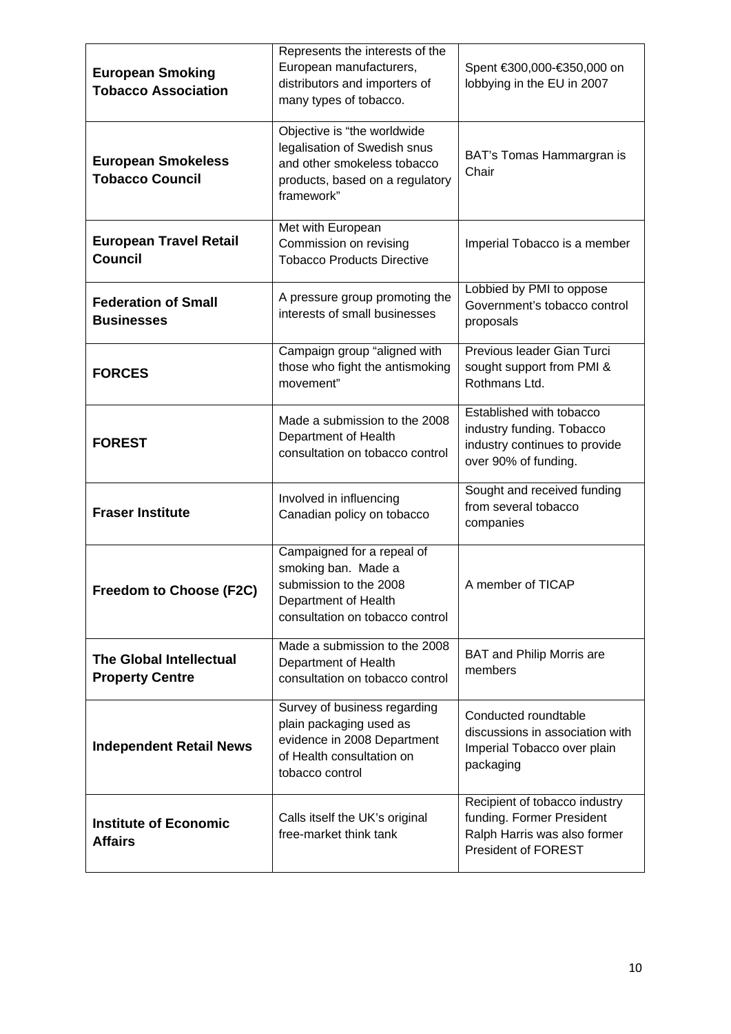| | | |
|---|---|---|
| **European Smoking Tobacco Association** | Represents the interests of the European manufacturers, distributors and importers of many types of tobacco. | Spent €300,000-€350,000 on lobbying in the EU in 2007 |
| **European Smokeless Tobacco Council** | Objective is "the worldwide legalisation of Swedish snus and other smokeless tobacco products, based on a regulatory framework" | BAT's Tomas Hammargran is Chair |
| **European Travel Retail Council** | Met with European Commission on revising Tobacco Products Directive | Imperial Tobacco is a member |
| **Federation of Small Businesses** | A pressure group promoting the interests of small businesses | Lobbied by PMI to oppose Government's tobacco control proposals |
| **FORCES** | Campaign group "aligned with those who fight the antismoking movement" | Previous leader Gian Turci sought support from PMI & Rothmans Ltd. |
| **FOREST** | Made a submission to the 2008 Department of Health consultation on tobacco control | Established with tobacco industry funding. Tobacco industry continues to provide over 90% of funding. |
| **Fraser Institute** | Involved in influencing Canadian policy on tobacco | Sought and received funding from several tobacco companies |
| **Freedom to Choose (F2C)** | Campaigned for a repeal of smoking ban. Made a submission to the 2008 Department of Health consultation on tobacco control | A member of TICAP |
| **The Global Intellectual Property Centre** | Made a submission to the 2008 Department of Health consultation on tobacco control | BAT and Philip Morris are members |
| **Independent Retail News** | Survey of business regarding plain packaging used as evidence in 2008 Department of Health consultation on tobacco control | Conducted roundtable discussions in association with Imperial Tobacco over plain packaging |
| **Institute of Economic Affairs** | Calls itself the UK's original free-market think tank | Recipient of tobacco industry funding. Former President Ralph Harris was also former President of FOREST |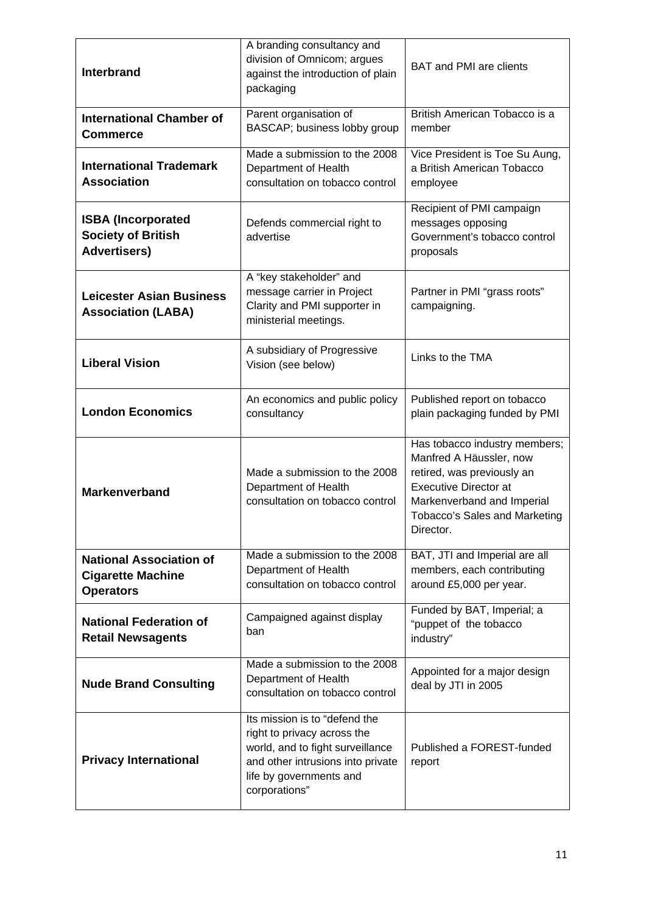| **Interbrand** | A branding consultancy and division of Omnicom; argues against the introduction of plain packaging | BAT and PMI are clients |
|---|---|---|
| **International Chamber of Commerce** | Parent organisation of BASCAP; business lobby group | British American Tobacco is a member |
| **International Trademark Association** | Made a submission to the 2008 Department of Health consultation on tobacco control | Vice President is Toe Su Aung, a British American Tobacco employee |
| **ISBA (Incorporated Society of British Advertisers)** | Defends commercial right to advertise | Recipient of PMI campaign messages opposing Government's tobacco control proposals |
| **Leicester Asian Business Association (LABA)** | A "key stakeholder" and message carrier in Project Clarity and PMI supporter in ministerial meetings. | Partner in PMI "grass roots" campaigning. |
| **Liberal Vision** | A subsidiary of Progressive Vision (see below) | Links to the TMA |
| **London Economics** | An economics and public policy consultancy | Published report on tobacco plain packaging funded by PMI |
| **Markenverband** | Made a submission to the 2008 Department of Health consultation on tobacco control | Has tobacco industry members; Manfred A Häussler, now retired, was previously an Executive Director at Markenverband and Imperial Tobacco's Sales and Marketing Director. |
| **National Association of Cigarette Machine Operators** | Made a submission to the 2008 Department of Health consultation on tobacco control | BAT, JTI and Imperial are all members, each contributing around £5,000 per year. |
| **National Federation of Retail Newsagents** | Campaigned against display ban | Funded by BAT, Imperial; a "puppet of the tobacco industry" |
| **Nude Brand Consulting** | Made a submission to the 2008 Department of Health consultation on tobacco control | Appointed for a major design deal by JTI in 2005 |
| **Privacy International** | Its mission is to "defend the right to privacy across the world, and to fight surveillance and other intrusions into private life by governments and corporations" | Published a FOREST-funded report |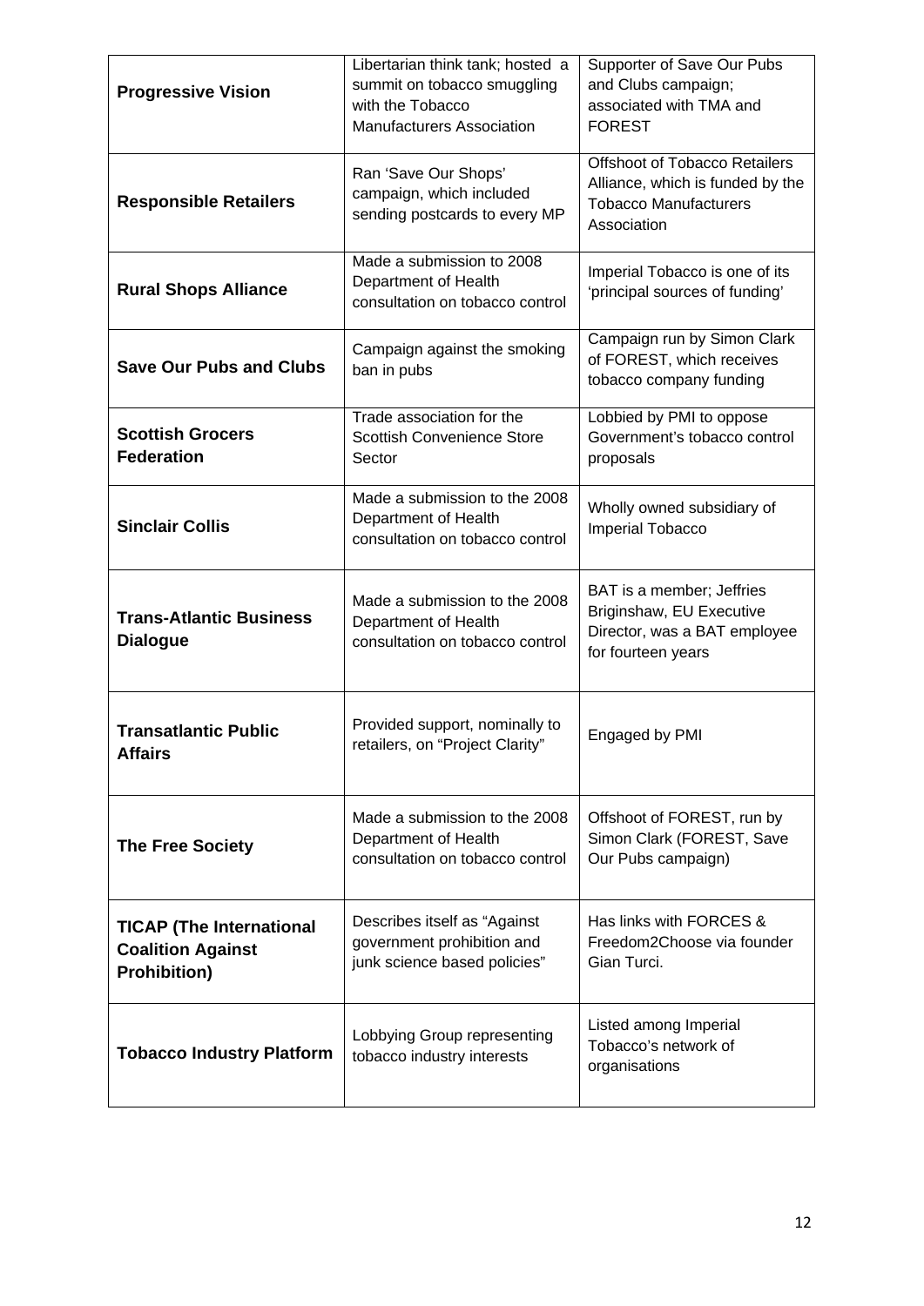| | | |
|---|---|---|
| **Progressive Vision** | Libertarian think tank; hosted a summit on tobacco smuggling with the Tobacco Manufacturers Association | Supporter of Save Our Pubs and Clubs campaign; associated with TMA and FOREST |
| **Responsible Retailers** | Ran 'Save Our Shops' campaign, which included sending postcards to every MP | Offshoot of Tobacco Retailers Alliance, which is funded by the Tobacco Manufacturers Association |
| **Rural Shops Alliance** | Made a submission to 2008 Department of Health consultation on tobacco control | Imperial Tobacco is one of its 'principal sources of funding' |
| **Save Our Pubs and Clubs** | Campaign against the smoking ban in pubs | Campaign run by Simon Clark of FOREST, which receives tobacco company funding |
| **Scottish Grocers Federation** | Trade association for the Scottish Convenience Store Sector | Lobbied by PMI to oppose Government's tobacco control proposals |
| **Sinclair Collis** | Made a submission to the 2008 Department of Health consultation on tobacco control | Wholly owned subsidiary of Imperial Tobacco |
| **Trans-Atlantic Business Dialogue** | Made a submission to the 2008 Department of Health consultation on tobacco control | BAT is a member; Jeffries Briginshaw, EU Executive Director, was a BAT employee for fourteen years |
| **Transatlantic Public Affairs** | Provided support, nominally to retailers, on "Project Clarity" | Engaged by PMI |
| **The Free Society** | Made a submission to the 2008 Department of Health consultation on tobacco control | Offshoot of FOREST, run by Simon Clark (FOREST, Save Our Pubs campaign) |
| **TICAP (The International Coalition Against Prohibition)** | Describes itself as "Against government prohibition and junk science based policies" | Has links with FORCES & Freedom2Choose via founder Gian Turci. |
| **Tobacco Industry Platform** | Lobbying Group representing tobacco industry interests | Listed among Imperial Tobacco's network of organisations |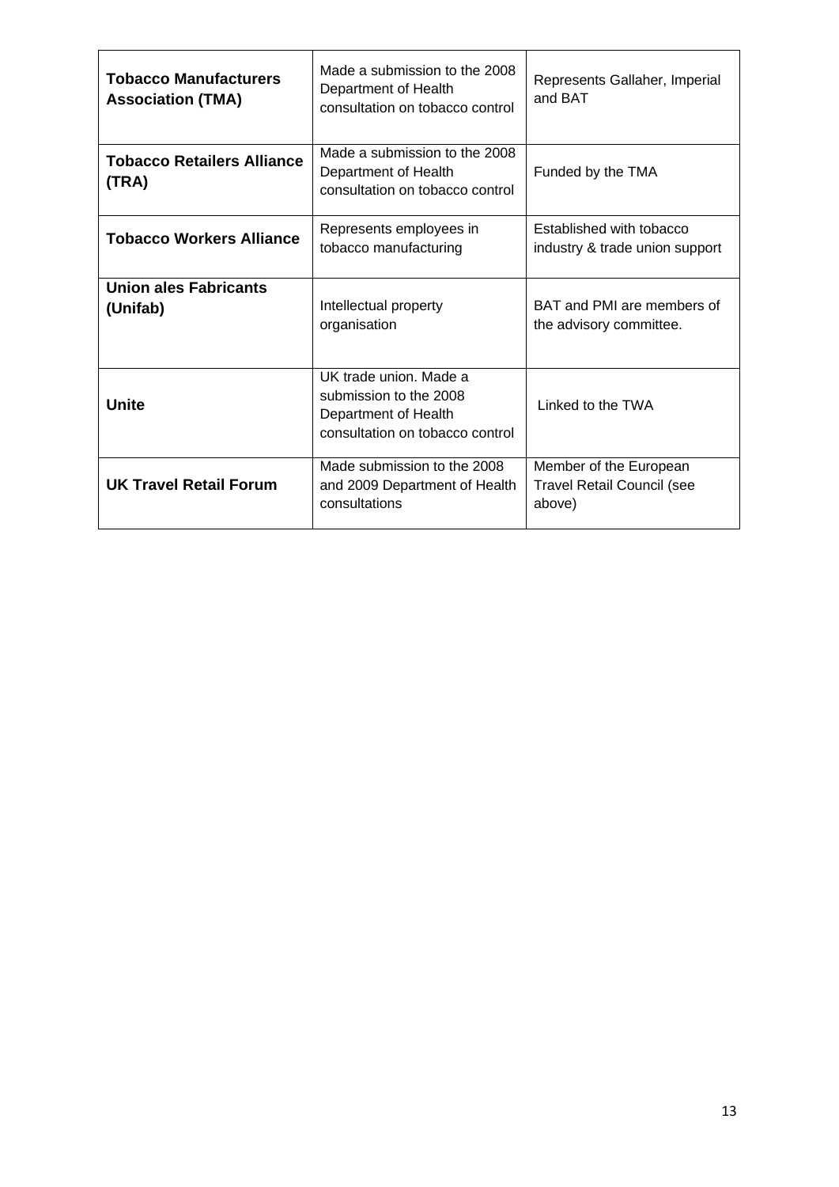| **Tobacco Manufacturers Association (TMA)** | Made a submission to the 2008 Department of Health consultation on tobacco control | Represents Gallaher, Imperial and BAT |
|---|---|---|
| **Tobacco Retailers Alliance (TRA)** | Made a submission to the 2008 Department of Health consultation on tobacco control | Funded by the TMA |
| **Tobacco Workers Alliance** | Represents employees in tobacco manufacturing | Established with tobacco industry & trade union support |
| **Union ales Fabricants (Unifab)** | Intellectual property organisation | BAT and PMI are members of the advisory committee. |
| **Unite** | UK trade union. Made a submission to the 2008 Department of Health consultation on tobacco control | Linked to the TWA |
| **UK Travel Retail Forum** | Made submission to the 2008 and 2009 Department of Health consultations | Member of the European Travel Retail Council (see above) |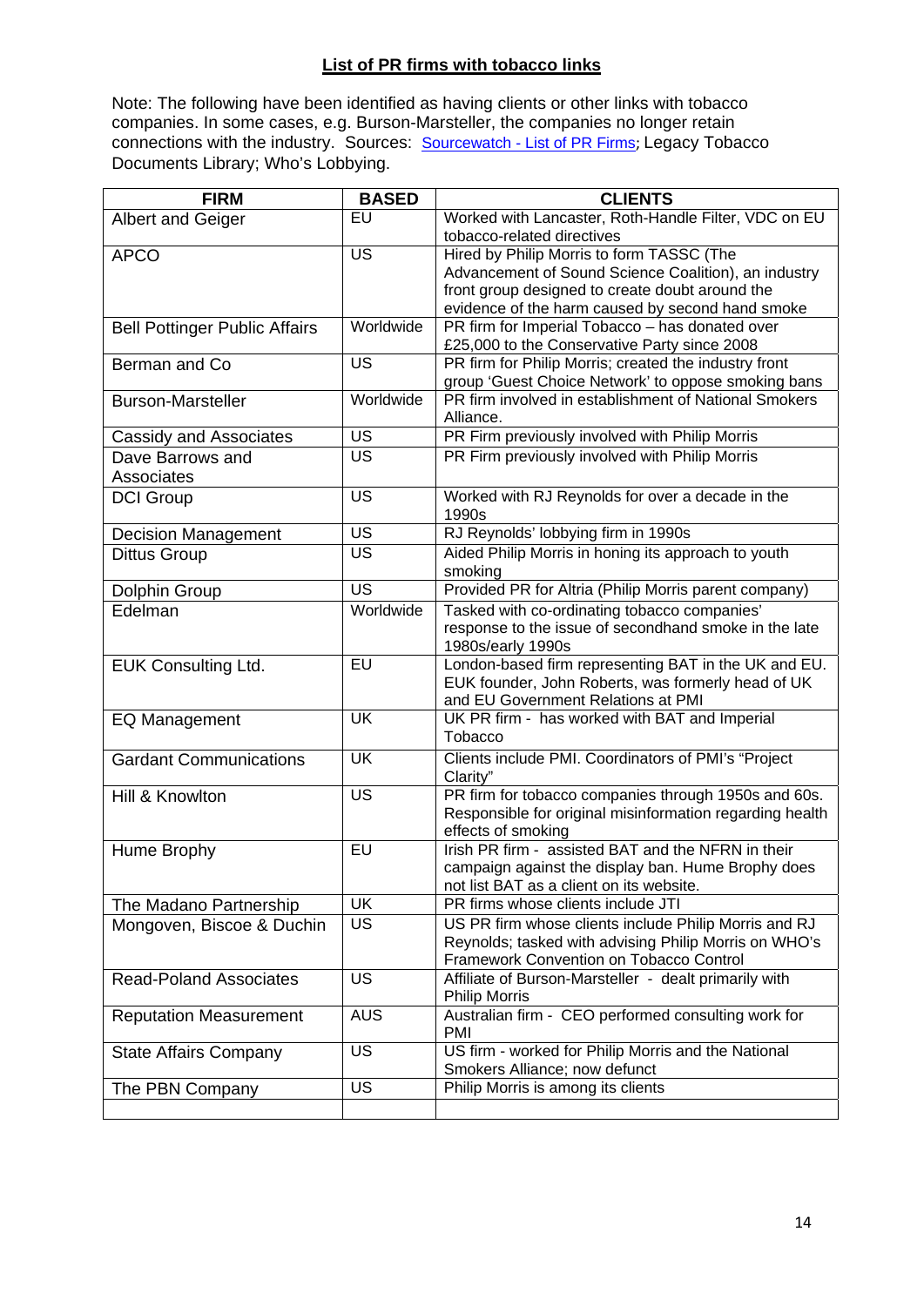## List of PR firms with tobacco links

Note: The following have been identified as having clients or other links with tobacco companies. In some cases, e.g. Burson-Marsteller, the companies no longer retain connections with the industry. Sources: Sourcewatch - List of PR Firms; Legacy Tobacco Documents Library; Who's Lobbying.

| FIRM | BASED | CLIENTS |
|---|---|---|
| Albert and Geiger | EU | Worked with Lancaster, Roth-Handle Filter, VDC on EU tobacco-related directives |
| APCO | US | Hired by Philip Morris to form TASSC (The Advancement of Sound Science Coalition), an industry front group designed to create doubt around the evidence of the harm caused by second hand smoke |
| Bell Pottinger Public Affairs | Worldwide | PR firm for Imperial Tobacco – has donated over £25,000 to the Conservative Party since 2008 |
| Berman and Co | US | PR firm for Philip Morris; created the industry front group 'Guest Choice Network' to oppose smoking bans |
| Burson-Marsteller | Worldwide | PR firm involved in establishment of National Smokers Alliance. |
| Cassidy and Associates | US | PR Firm previously involved with Philip Morris |
| Dave Barrows and Associates | US | PR Firm previously involved with Philip Morris |
| DCI Group | US | Worked with RJ Reynolds for over a decade in the 1990s |
| Decision Management | US | RJ Reynolds' lobbying firm in 1990s |
| Dittus Group | US | Aided Philip Morris in honing its approach to youth smoking |
| Dolphin Group | US | Provided PR for Altria (Philip Morris parent company) |
| Edelman | Worldwide | Tasked with co-ordinating tobacco companies' response to the issue of secondhand smoke in the late 1980s/early 1990s |
| EUK Consulting Ltd. | EU | London-based firm representing BAT in the UK and EU. EUK founder, John Roberts, was formerly head of UK and EU Government Relations at PMI |
| EQ Management | UK | UK PR firm - has worked with BAT and Imperial Tobacco |
| Gardant Communications | UK | Clients include PMI. Coordinators of PMI's "Project Clarity" |
| Hill & Knowlton | US | PR firm for tobacco companies through 1950s and 60s. Responsible for original misinformation regarding health effects of smoking |
| Hume Brophy | EU | Irish PR firm - assisted BAT and the NFRN in their campaign against the display ban. Hume Brophy does not list BAT as a client on its website. |
| The Madano Partnership | UK | PR firms whose clients include JTI |
| Mongoven, Biscoe & Duchin | US | US PR firm whose clients include Philip Morris and RJ Reynolds; tasked with advising Philip Morris on WHO's Framework Convention on Tobacco Control |
| Read-Poland Associates | US | Affiliate of Burson-Marsteller - dealt primarily with Philip Morris |
| Reputation Measurement | AUS | Australian firm - CEO performed consulting work for PMI |
| State Affairs Company | US | US firm - worked for Philip Morris and the National Smokers Alliance; now defunct |
| The PBN Company | US | Philip Morris is among its clients |
| | | |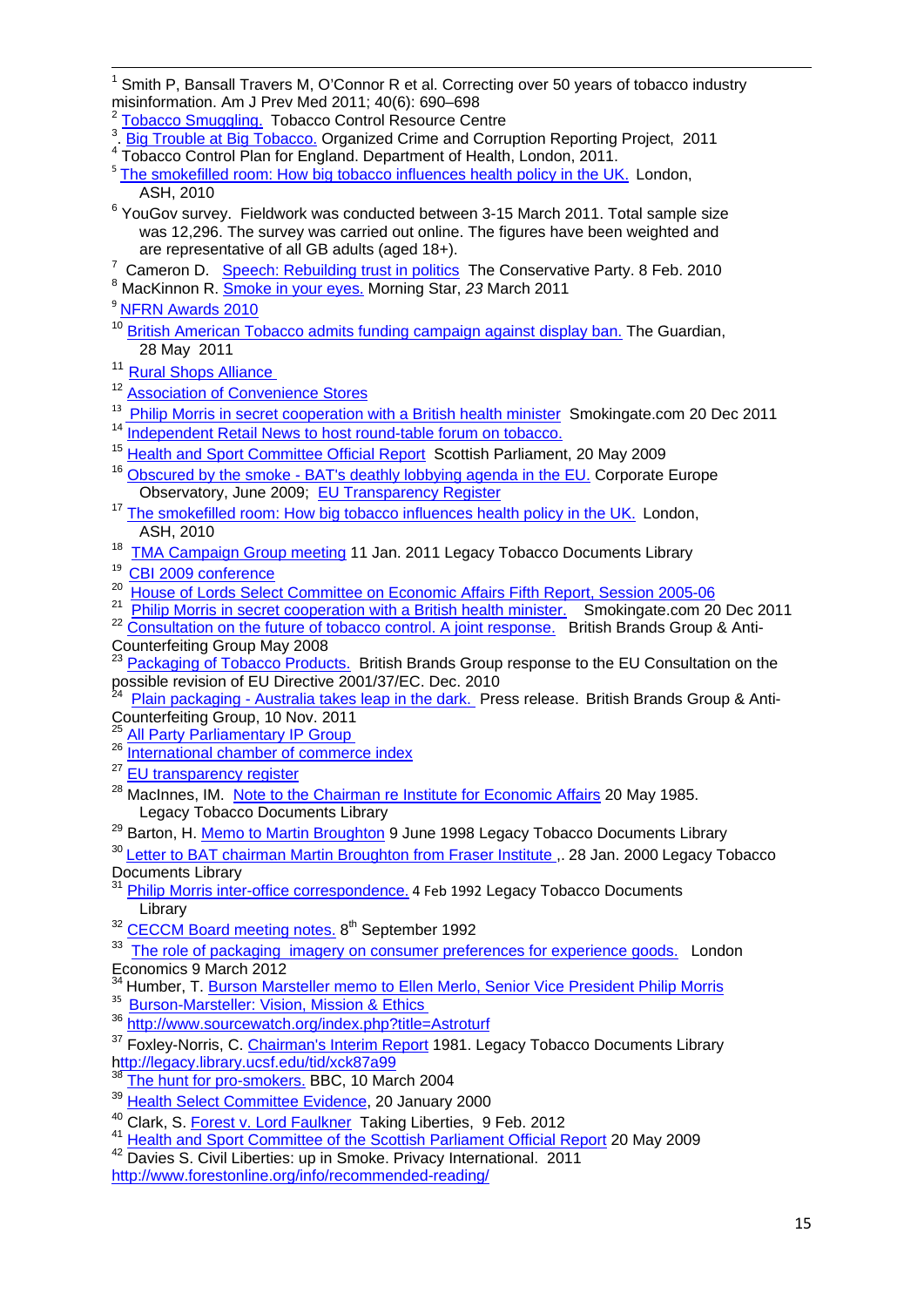[1] Smith P, Bansall Travers M, O'Connor R et al. Correcting over 50 years of tobacco industry misinformation. Am J Prev Med 2011; 40(6): 690–698

[2] Tobacco Smuggling. Tobacco Control Resource Centre

[3]. Big Trouble at Big Tobacco. Organized Crime and Corruption Reporting Project, 2011

[4] Tobacco Control Plan for England. Department of Health, London, 2011.

[5] The smokefilled room: How big tobacco influences health policy in the UK. London, ASH, 2010

[6] YouGov survey. Fieldwork was conducted between 3-15 March 2011. Total sample size was 12,296. The survey was carried out online. The figures have been weighted and are representative of all GB adults (aged 18+).

[7] Cameron D. Speech: Rebuilding trust in politics The Conservative Party. 8 Feb. 2010

[8] MacKinnon R. Smoke in your eyes. Morning Star, *23* March 2011

[9] NFRN Awards 2010

[10] British American Tobacco admits funding campaign against display ban. The Guardian, 28 May 2011

[11] Rural Shops Alliance

[12] Association of Convenience Stores

[13] Philip Morris in secret cooperation with a British health minister Smokingate.com 20 Dec 2011

[14] Independent Retail News to host round-table forum on tobacco.

[15] Health and Sport Committee Official Report Scottish Parliament, 20 May 2009

[16] Obscured by the smoke - BAT's deathly lobbying agenda in the EU. Corporate Europe Observatory, June 2009; EU Transparency Register

[17] The smokefilled room: How big tobacco influences health policy in the UK. London, ASH, 2010

[18] TMA Campaign Group meeting 11 Jan. 2011 Legacy Tobacco Documents Library

[19] CBI 2009 conference

[20] House of Lords Select Committee on Economic Affairs Fifth Report, Session 2005-06

[21] Philip Morris in secret cooperation with a British health minister. Smokingate.com 20 Dec 2011

[22] Consultation on the future of tobacco control. A joint response. British Brands Group & Anti-Counterfeiting Group May 2008

[23] Packaging of Tobacco Products. British Brands Group response to the EU Consultation on the possible revision of EU Directive 2001/37/EC. Dec. 2010

[24] Plain packaging - Australia takes leap in the dark. Press release. British Brands Group & Anti-Counterfeiting Group, 10 Nov. 2011

[25] All Party Parliamentary IP Group

[26] International chamber of commerce index

[27] EU transparency register

[28] MacInnes, IM. Note to the Chairman re Institute for Economic Affairs 20 May 1985. Legacy Tobacco Documents Library

[29] Barton, H. Memo to Martin Broughton 9 June 1998 Legacy Tobacco Documents Library

[30] Letter to BAT chairman Martin Broughton from Fraser Institute ,. 28 Jan. 2000 Legacy Tobacco Documents Library

[31] Philip Morris inter-office correspondence. 4 Feb 1992 Legacy Tobacco Documents Library

[32] CECCM Board meeting notes. 8th September 1992

[33] The role of packaging imagery on consumer preferences for experience goods. London Economics 9 March 2012

[34] Humber, T. Burson Marsteller memo to Ellen Merlo, Senior Vice President Philip Morris

[35] Burson-Marsteller: Vision, Mission & Ethics

[36] http://www.sourcewatch.org/index.php?title=Astroturf

[37] Foxley-Norris, C. Chairman's Interim Report 1981. Legacy Tobacco Documents Library http://legacy.library.ucsf.edu/tid/xck87a99

[38] The hunt for pro-smokers. BBC, 10 March 2004

[39] Health Select Committee Evidence, 20 January 2000

[40] Clark, S. Forest v. Lord Faulkner Taking Liberties, 9 Feb. 2012

[41] Health and Sport Committee of the Scottish Parliament Official Report 20 May 2009

[42] Davies S. Civil Liberties: up in Smoke. Privacy International. 2011 http://www.forestonline.org/info/recommended-reading/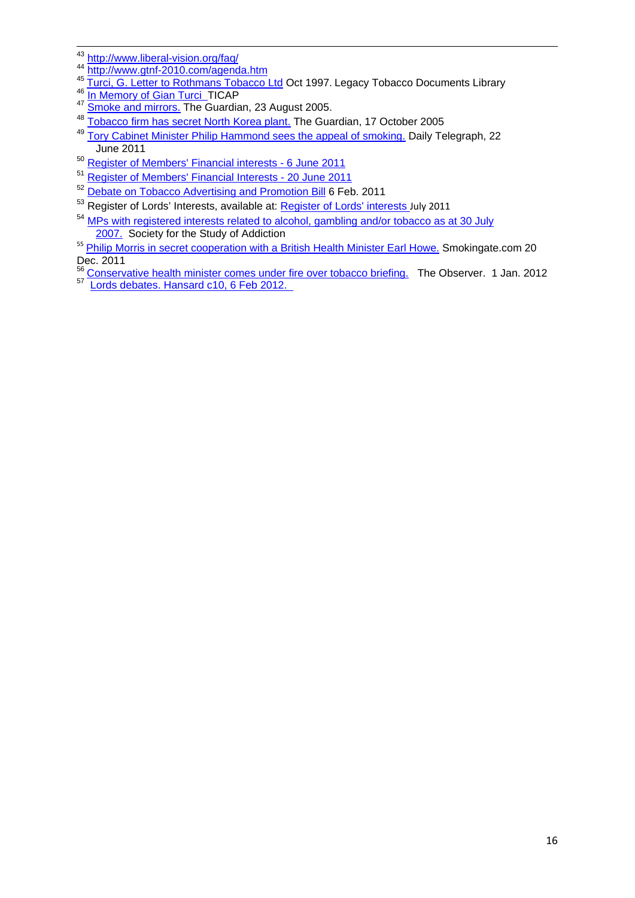[43] http://www.liberal-vision.org/faq/

[44] http://www.gtnf-2010.com/agenda.htm

[45] Turci, G. Letter to Rothmans Tobacco Ltd Oct 1997. Legacy Tobacco Documents Library

[46] In Memory of Gian Turci TICAP

[47] Smoke and mirrors. The Guardian, 23 August 2005.

[48] Tobacco firm has secret North Korea plant. The Guardian, 17 October 2005

[49] Tory Cabinet Minister Philip Hammond sees the appeal of smoking. Daily Telegraph, 22 June 2011

[50] Register of Members' Financial interests - 6 June 2011

[51] Register of Members' Financial Interests - 20 June 2011

[52] Debate on Tobacco Advertising and Promotion Bill 6 Feb. 2011

[53] Register of Lords' Interests, available at: Register of Lords' interests July 2011

[54] MPs with registered interests related to alcohol, gambling and/or tobacco as at 30 July 2007. Society for the Study of Addiction

[55] Philip Morris in secret cooperation with a British Health Minister Earl Howe. Smokingate.com 20 Dec. 2011

[56] Conservative health minister comes under fire over tobacco briefing. The Observer. 1 Jan. 2012

[57] Lords debates. Hansard c10, 6 Feb 2012.